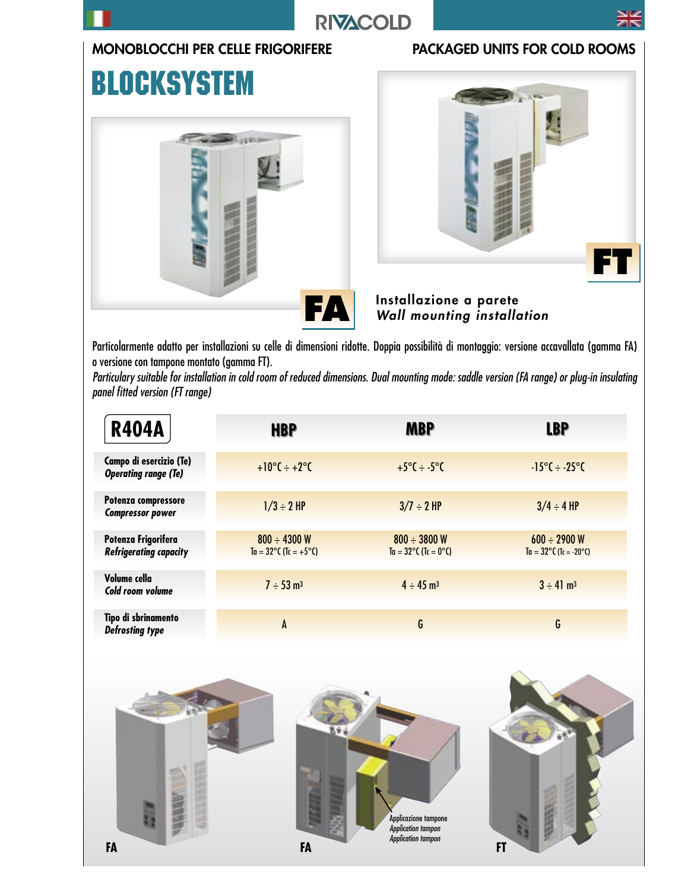# RIVACOLD

## MONOBLOCCHI PER CELLE FRIGORIFERE

## PACKAGED UNITS FOR COLD ROOMS

# BLOCKSYSTEM

FA

FT

**Installazione a parete**
*Wall mounting installation*

Particolarmente adatto per installazioni su celle di dimensioni ridotte. Doppia possibilità di montaggio: versione accavallata (gamma FA) o versione con tampone montato (gamma FT).

*Particulary suitable for installation in cold room of reduced dimensions. Dual mounting mode: saddle version (FA range) or plug-in insulating panel fitted version (FT range)*

| R404A | HBP | MBP | LBP |
|---|---|---|---|
| **Campo di esercizio (Te)** *Operating range (Te)* | +10°C ÷ +2°C | +5°C ÷ -5°C | -15°C ÷ -25°C |
| **Potenza compressore** *Compressor power* | 1/3 ÷ 2 HP | 3/7 ÷ 2 HP | 3/4 ÷ 4 HP |
| **Potenza Frigorifera** *Refrigerating capacity* | 800 ÷ 4300 W Ta = 32°C (Tc = +5°C) | 800 ÷ 3800 W Ta = 32°C (Tc = 0°C) | 600 ÷ 2900 W Ta = 32°C (Tc = -20°C) |
| **Volume cella** *Cold room volume* | 7 ÷ 53 m³ | 4 ÷ 45 m³ | 3 ÷ 41 m³ |
| **Tipo di sbrinamento** *Defrosting type* | A | G | G |

FA

FA

Applicazione tampone
*Application tampon*
*Application tampon*

FT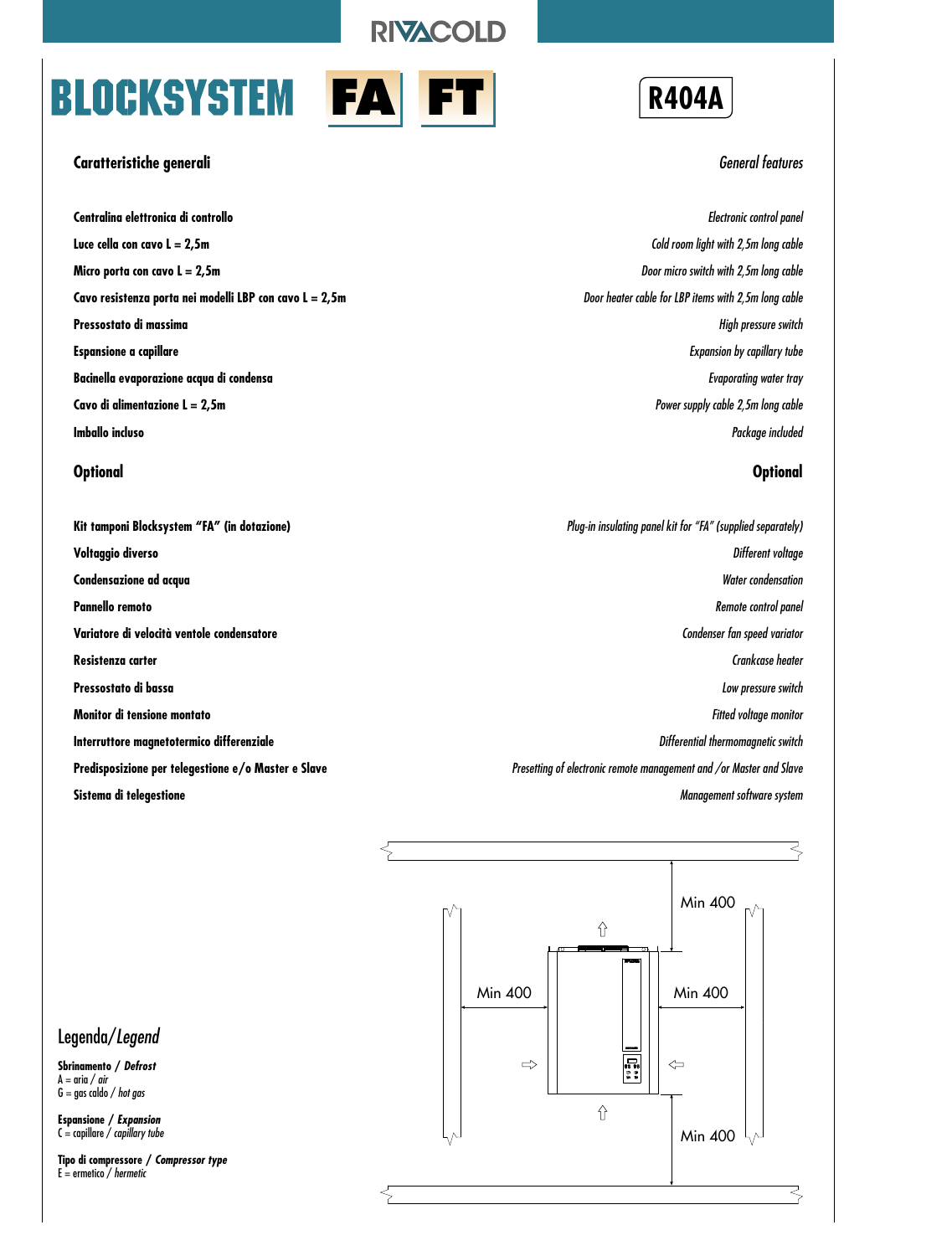# BLOCKSYSTEM FA FT

**R404A**

| Caratteristiche generali | *General features* |
|---|---|
| Centralina elettronica di controllo | *Electronic control panel* |
| Luce cella con cavo L = 2,5m | *Cold room light with 2,5m long cable* |
| Micro porta con cavo L = 2,5m | *Door micro switch with 2,5m long cable* |
| Cavo resistenza porta nei modelli LBP con cavo L = 2,5m | *Door heater cable for LBP items with 2,5m long cable* |
| Pressostato di massima | *High pressure switch* |
| Espansione a capillare | *Expansion by capillary tube* |
| Bacinella evaporazione acqua di condensa | *Evaporating water tray* |
| Cavo di alimentazione L = 2,5m | *Power supply cable 2,5m long cable* |
| Imballo incluso | *Package included* |

| Optional | Optional |
|---|---|
| Kit tamponi Blocksystem "FA" (in dotazione) | *Plug-in insulating panel kit for "FA" (supplied separately)* |
| Voltaggio diverso | *Different voltage* |
| Condensazione ad acqua | *Water condensation* |
| Pannello remoto | *Remote control panel* |
| Variatore di velocità ventole condensatore | *Condenser fan speed variator* |
| Resistenza carter | *Crankcase heater* |
| Pressostato di bassa | *Low pressure switch* |
| Monitor di tensione montato | *Fitted voltage monitor* |
| Interruttore magnetotermico differenziale | *Differential thermomagnetic switch* |
| Predisposizione per telegestione e/o Master e Slave | *Presetting of electronic remote management and /or Master and Slave* |
| Sistema di telegestione | *Management software system* |

Min 400

Min 400

Min 400

Min 400

## Legenda/*Legend*

**Sbrinamento / *Defrost***
A = aria / *air*
G = gas caldo / *hot gas*

**Espansione / *Expansion***
C = capillare / *capillary tube*

**Tipo di compressore / *Compressor type***
E = ermetico / *hermetic*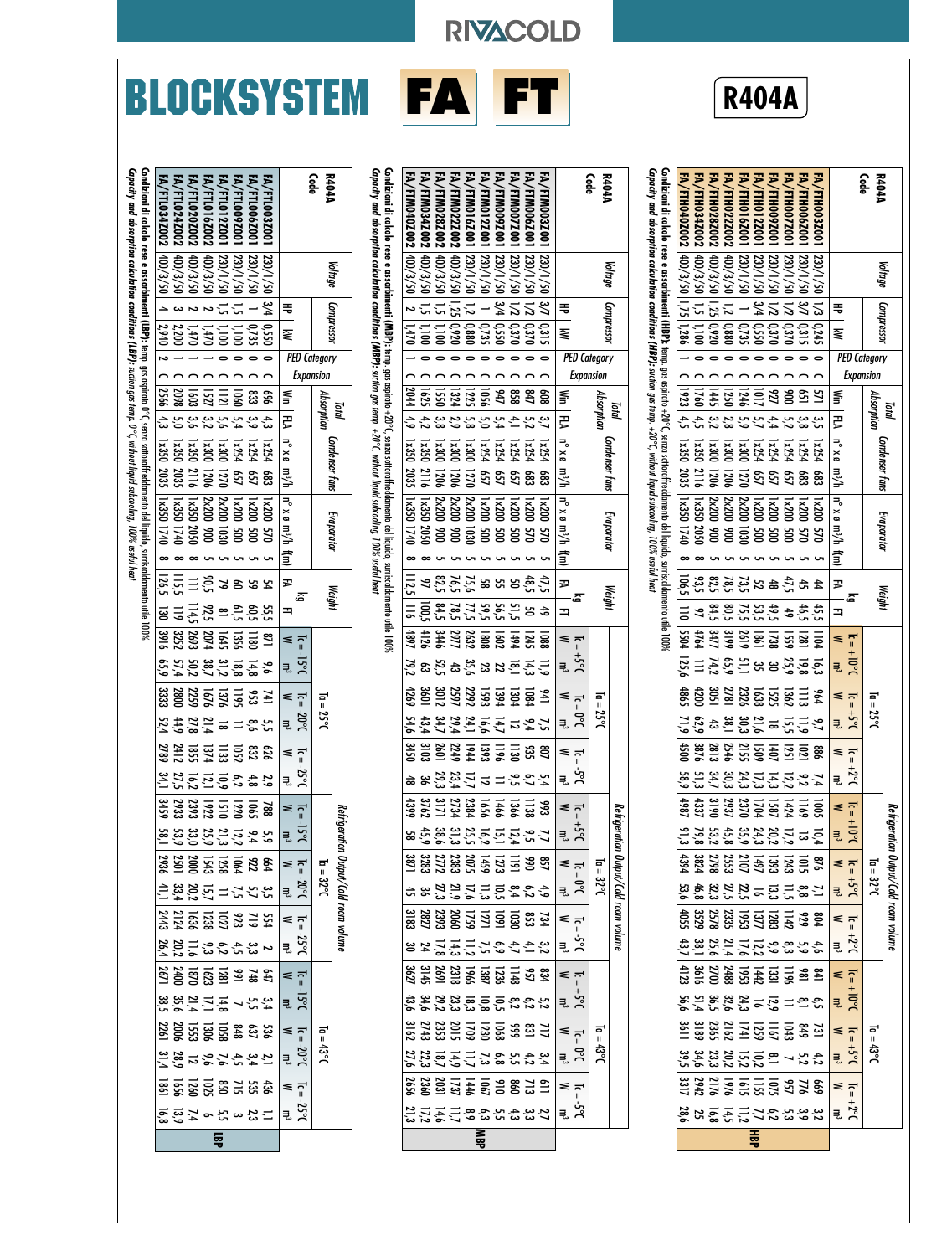# BLOCKSYSTEM FA FT

## R404A

### HBP

| R404A Code | Voltage | Compressor | | PED Category | Expansion | Total Absorption | | Condenser fans | | Evaporator | | | Weight kg | | Ta = 25°C | | | | | | Ta = 32°C | | | | | | Ta = 43°C | | | | | |
|---|---|---|---|---|---|---|---|---|---|---|---|---|---|---|---|---|---|---|---|---|---|---|---|---|---|---|---|---|---|---|---|---|
| | | | | | | | | | | | | | | | Tc = +10°C | | Tc = +5°C | | Tc = +2°C | | Tc = +10°C | | Tc = +5°C | | Tc = +2°C | | Tc = +10°C | | Tc = +5°C | | Tc = +2°C | |
| | | HP | kW | | | Win | FLA | n° x ø | m³/h | n° x ø | m³/h | f(m) | FA | FT | W | m³ | W | m³ | W | m³ | W | m³ | W | m³ | W | m³ | W | m³ | W | m³ | W | m³ |
| FA/FTH003Z001 | 230/1/50 | 1/3 | 0,245 | 0 | C | 571 | 3,5 | 1x254 | 683 | 1x200 | 570 | 5 | 44 | 45,5 | 1104 | 16,3 | 964 | 9,7 | 886 | 7,4 | 1005 | 10,4 | 876 | 7,1 | 804 | 4,6 | 841 | 6,5 | 731 | 4,2 | 669 | 3,2 |
| FA/FTH006Z001 | 230/1/50 | 3/7 | 0,315 | 0 | C | 651 | 3,8 | 1x254 | 683 | 1x200 | 570 | 5 | 45 | 46,5 | 1281 | 19,8 | 1113 | 11,9 | 1021 | 9,2 | 1169 | 13 | 1015 | 8,8 | 929 | 5,9 | 981 | 8,1 | 849 | 5,2 | 776 | 3,9 |
| FA/FTH007Z001 | 230/1/50 | 1/2 | 0,370 | 0 | C | 900 | 5,2 | 1x254 | 657 | 1x200 | 500 | 5 | 47,5 | 49 | 1559 | 25,9 | 1362 | 15,5 | 1251 | 12,2 | 1424 | 17,2 | 1243 | 11,5 | 1142 | 8,3 | 1188 | 11 | 1043 | 7 | 957 | 5,3 |
| FA/FTH009Z001 | 230/1/50 | 1/2 | 0,370 | 0 | C | 927 | 4,4 | 1x254 | 657 | 1x200 | 500 | 5 | 48 | 49,5 | 1738 | 30 | 1525 | 18 | 1407 | 14,3 | 1587 | 20,2 | 1393 | 13,3 | 1283 | 9,9 | 1331 | 12,9 | 1167 | 8,1 | 1075 | 6,2 |
| FA/FTH012Z001 | 230/1/50 | 3/4 | 0,550 | 0 | C | 1017 | 5,7 | 1x254 | 657 | 1x200 | 500 | 5 | 52 | 53,5 | 1861 | 35 | 1638 | 21,6 | 1509 | 17,3 | 1704 | 24,3 | 1497 | 16 | 1377 | 12,2 | 1442 | 16 | 1259 | 10,2 | 1155 | 7,7 |
| FA/FTH016Z001 | 230/1/50 | 1 | 0,735 | 0 | C | 1246 | 5,9 | 1x300 | 1270 | 2x200 | 1030 | 5 | 73,5 | 75,5 | 2619 | 51,1 | 2326 | 30,3 | 2155 | 24,3 | 2370 | 35,9 | 2107 | 22,5 | 1953 | 17,6 | 1953 | 24,3 | 1741 | 15,2 | 1615 | 11,2 |
| FA/FTH022Z002 | 400/3/50 | 1,2 | 0,880 | 0 | C | 1250 | 2,8 | 1x300 | 1206 | 2x200 | 900 | 5 | 78,5 | 80,5 | 3199 | 65,9 | 2781 | 38,1 | 2546 | 30,3 | 2937 | 45,8 | 2553 | 27,5 | 2335 | 21,4 | 2488 | 32,6 | 2162 | 20,2 | 1976 | 14,5 |
| FA/FTH028Z002 | 400/3/50 | 1,25 | 0,920 | 0 | C | 1445 | 3,2 | 1x300 | 1206 | 2x200 | 900 | 5 | 82,5 | 84,5 | 3477 | 74,2 | 3051 | 43 | 2813 | 34,7 | 3190 | 53,2 | 2798 | 32,3 | 2578 | 25,6 | 2700 | 36,5 | 2365 | 23,3 | 2176 | 16,8 |
| FA/FTH034Z002 | 400/3/50 | 1,5 | 1,100 | 0 | C | 1760 | 4,5 | 1x350 | 2116 | 2x200 | 900 | 5 | 93,5 | 97 | 4764 | 111 | 4200 | 62,9 | 3876 | 51,3 | 4337 | 79,8 | 3824 | 46,8 | 3529 | 38,1 | 3616 | 51,4 | 3189 | 34,6 | 2942 | 25 |
| FA/FTH040Z002 | 400/3/50 | 1,75 | 1,286 | 1 | C | 1923 | 4,5 | 1x350 | 2035 | 1x350 | 1740 | 8 | 106,5 | 110 | 5504 | 125,6 | 4865 | 71,9 | 4500 | 58,9 | 4987 | 91,3 | 4394 | 53,6 | 4055 | 43,7 | 4123 | 56,6 | 3611 | 39,5 | 3317 | 28,6 |

**Condizioni di calcolo rese e assorbimenti (HBP):** temp. gas aspirato +20°C, senza sottoraffreddamento del liquido, surriscaldamento utile 100%
*Capacity and absorption calculation conditions (HBP): suction gas temp. +20°C, without liquid subcooling, 100% useful heat*

### MBP

| R404A Code | Voltage | Compressor | | PED Category | Expansion | Total Absorption | | Condenser fans | | Evaporator | | | Weight kg | | Ta = 25°C | | | | | | Ta = 32°C | | | | | | Ta = 43°C | | | | | |
|---|---|---|---|---|---|---|---|---|---|---|---|---|---|---|---|---|---|---|---|---|---|---|---|---|---|---|---|---|---|---|---|---|
| | | | | | | | | | | | | | | | Tc = +5°C | | Tc = 0°C | | Tc = -5°C | | Tc = +5°C | | Tc = 0°C | | Tc = -5°C | | Tc = +5°C | | Tc = 0°C | | Tc = -5°C | |
| | | HP | kW | | | Win | FLA | n° x ø | m³/h | n° x ø | m³/h | f(m) | FA | FT | W | m³ | W | m³ | W | m³ | W | m³ | W | m³ | W | m³ | W | m³ | W | m³ | W | m³ |
| FA/FTM003Z001 | 230/1/50 | 3/7 | 0,315 | 0 | C | 608 | 3,7 | 1x254 | 683 | 1x200 | 570 | 5 | 47,5 | 49 | 1088 | 11,9 | 941 | 7,5 | 807 | 5,4 | 993 | 7,7 | 857 | 4,9 | 734 | 3,2 | 834 | 5,2 | 717 | 3,4 | 611 | 2,7 |
| FA/FTM006Z001 | 230/1/50 | 1/2 | 0,370 | 0 | C | 847 | 5,2 | 1x254 | 683 | 1x200 | 570 | 5 | 48,5 | 50 | 1245 | 14,3 | 1084 | 9,4 | 935 | 6,7 | 1138 | 9,5 | 990 | 6,2 | 853 | 4,1 | 957 | 6,2 | 831 | 4,2 | 713 | 3,3 |
| FA/FTM007Z001 | 230/1/50 | 1/2 | 0,370 | 0 | C | 858 | 4,1 | 1x254 | 657 | 1x200 | 500 | 5 | 50 | 51,5 | 1494 | 18,1 | 1304 | 12 | 1130 | 9,5 | 1366 | 12,4 | 1191 | 8,4 | 1030 | 4,7 | 1148 | 8,2 | 999 | 5,5 | 860 | 4,5 |
| FA/FTM009Z001 | 230/1/50 | 3/4 | 0,550 | 0 | C | 947 | 5,4 | 1x254 | 657 | 1x200 | 500 | 5 | 55 | 56,5 | 1602 | 22 | 1394 | 14,7 | 1196 | 11 | 1466 | 15,1 | 1273 | 10,5 | 1091 | 6,9 | 1236 | 10,5 | 1068 | 6,8 | 910 | 5,5 |
| FA/FTM012Z001 | 230/1/50 | 1 | 0,735 | 0 | C | 1225 | 5,0 | 1x254 | 657 | 1x200 | 500 | 5 | 58 | 59,5 | 1808 | 23 | 1593 | 16,6 | 1393 | 12 | 1656 | 16,2 | 1459 | 11,3 | 1271 | 7,5 | 1387 | 10,8 | 1230 | 7,3 | 1067 | 6,3 |
| FA/FTM016Z001 | 230/1/50 | 1,2 | 0,880 | 0 | C | 1225 | 5,8 | 1x300 | 1270 | 2x200 | 1030 | 5 | 75,6 | 77,5 | 2632 | 35,6 | 2292 | 24,1 | 1944 | 17,7 | 2384 | 25,5 | 2075 | 17,6 | 1759 | 11,2 | 1966 | 18,3 | 1709 | 11,7 | 1446 | 8,9 |
| FA/FTM022Z002 | 400/3/50 | 1,25 | 0,920 | 0 | C | 1324 | 2,9 | 1x300 | 1206 | 2x200 | 900 | 5 | 76,5 | 78,5 | 2977 | 43 | 2597 | 29,4 | 2249 | 23,4 | 2734 | 31,3 | 2383 | 21,9 | 2060 | 14,3 | 2318 | 23,3 | 2015 | 14,9 | 1737 | 11,7 |
| FA/FTM028Z002 | 400/3/50 | 1,5 | 1,100 | 0 | C | 1550 | 3,8 | 1x300 | 1206 | 2x200 | 900 | 5 | 82,5 | 84,5 | 3446 | 52,5 | 3012 | 34,7 | 2601 | 29,3 | 3171 | 38,6 | 2772 | 27,3 | 2393 | 17,8 | 2691 | 29,2 | 2353 | 18,7 | 2031 | 14,6 |
| FA/FTM034Z002 | 400/3/50 | 1,5 | 1,100 | 0 | C | 1625 | 4,2 | 1x350 | 2116 | 2x200 | 900 | 5 | 97 | 100,5 | 4126 | 63 | 3601 | 43,4 | 3103 | 36 | 3762 | 45,9 | 3283 | 36 | 2827 | 24 | 3145 | 34,6 | 2743 | 22,3 | 2360 | 17,2 |
| FA/FTM040Z002 | 400/3/50 | 2 | 1,470 | 1 | C | 2044 | 4,9 | 1x350 | 2035 | 1x350 | 1740 | 8 | 112,5 | 116 | 4897 | 79,2 | 4269 | 54,6 | 3450 | 48 | 4399 | 58 | 3871 | 45 | 3183 | 30 | 3627 | 43,6 | 3162 | 27,6 | 2656 | 21,3 |

**Condizioni di calcolo rese e assorbimenti (MBP):** temp. gas aspirato +20°C, senza sottoraffreddamento del liquido, surriscaldamento utile 100%
*Capacity and absorption calculation conditions (MBP): suction gas temp. +20°C, without liquid subcooling, 100% useful heat*

### LBP

| R404A Code | Voltage | Compressor | | PED Category | Expansion | Total Absorption | | Condenser fans | | Evaporator | | | Weight kg | | Ta = 25°C | | | | | | Ta = 32°C | | | | | | Ta = 43°C | | | | | |
|---|---|---|---|---|---|---|---|---|---|---|---|---|---|---|---|---|---|---|---|---|---|---|---|---|---|---|---|---|---|---|---|---|
| | | | | | | | | | | | | | | | Tc = -15°C | | Tc = -20°C | | Tc = -25°C | | Tc = -15°C | | Tc = -20°C | | Tc = -25°C | | Tc = -15°C | | Tc = -20°C | | Tc = -25°C | |
| | | HP | kW | | | Win | FLA | n° x ø | m³/h | n° x ø | m³/h | f(m) | FA | FT | W | m³ | W | m³ | W | m³ | W | m³ | W | m³ | W | m³ | W | m³ | W | m³ | W | m³ |
| FA/FTL003Z001 | 230/1/50 | 3/4 | 0,550 | 0 | C | 696 | 4,3 | 1x254 | 683 | 1x200 | 570 | 5 | 54 | 55,5 | 871 | 9,6 | 741 | 5,5 | 626 | 2,9 | 788 | 5,9 | 664 | 3,5 | 554 | 2 | 647 | 3,4 | 536 | 2,1 | 436 | 1,1 |
| FA/FTL006Z001 | 230/1/50 | 1 | 0,735 | 0 | C | 833 | 3,9 | 1x254 | 657 | 1x200 | 500 | 5 | 59 | 60,5 | 1180 | 14,8 | 953 | 8,6 | 832 | 4,8 | 1065 | 9,4 | 922 | 5,7 | 719 | 3,3 | 748 | 5,5 | 637 | 3,4 | 535 | 2,3 |
| FA/FTL009Z001 | 230/1/50 | 1,5 | 1,100 | 0 | C | 1060 | 5,4 | 1x254 | 657 | 1x200 | 500 | 5 | 60 | 61,5 | 1356 | 18,8 | 1195 | 11 | 1052 | 6,2 | 1220 | 12,2 | 1064 | 7,5 | 923 | 4,5 | 991 | 7 | 848 | 4,5 | 715 | 3 |
| FA/FTL012Z001 | 230/1/50 | 1,5 | 1,100 | 0 | C | 1121 | 5,6 | 1x300 | 1270 | 2x200 | 1030 | 5 | 79 | 81 | 1645 | 31,2 | 1376 | 18 | 1133 | 10,9 | 1510 | 21,3 | 1258 | 11 | 1027 | 6,2 | 1281 | 14,8 | 1058 | 7,6 | 850 | 5,5 |
| FA/FTL016Z002 | 400/3/50 | 2 | 1,470 | 1 | C | 1527 | 3,2 | 1x300 | 1206 | 2x200 | 900 | 5 | 90,5 | 92,5 | 2074 | 38,7 | 1676 | 21,4 | 1374 | 12,1 | 1922 | 25,9 | 1543 | 15,7 | 1238 | 9,3 | 1623 | 17,1 | 1306 | 9,6 | 1025 | 6 |
| FA/FTL020Z002 | 400/3/50 | 2 | 1,470 | 1 | C | 1603 | 3,6 | 1x350 | 2116 | 1x350 | 2050 | 8 | 111 | 114,5 | 2693 | 50,2 | 2259 | 27,8 | 1855 | 16,2 | 2393 | 33,0 | 2000 | 20,2 | 1636 | 11,6 | 1870 | 21,4 | 1553 | 12 | 1260 | 7,4 |
| FA/FTL024Z002 | 400/3/50 | 3 | 2,200 | 1 | C | 2098 | 5,0 | 1x350 | 2035 | 1x350 | 2050 | 8 | 115,5 | 119 | 3252 | 57,4 | 2800 | 44,9 | 2412 | 27,5 | 2933 | 53,9 | 2501 | 33,4 | 2124 | 20,2 | 2400 | 35,6 | 2006 | 28,9 | 1656 | 13,9 |
| FA/FTL034Z002 | 400/3/50 | 4 | 2,940 | 2 | C | 2566 | 4,3 | 1x350 | 2035 | 1x350 | 1740 | 8 | 126,5 | 130 | 3916 | 65,9 | 3333 | 52,4 | 2789 | 34,1 | 3459 | 58,1 | 2936 | 41,1 | 2443 | 26,4 | 2671 | 38,5 | 2261 | 31,4 | 1861 | 16,8 |

**Condizioni di calcolo rese e assorbimenti (LBP):** temp. gas aspirato 0°C senza sottoraffreddamento del liquido, surriscaldamento utile 100%
*Capacity and absorption calculation conditions (LBP): suction gas temp. 0°C, without liquid subcooling, 100% useful heat*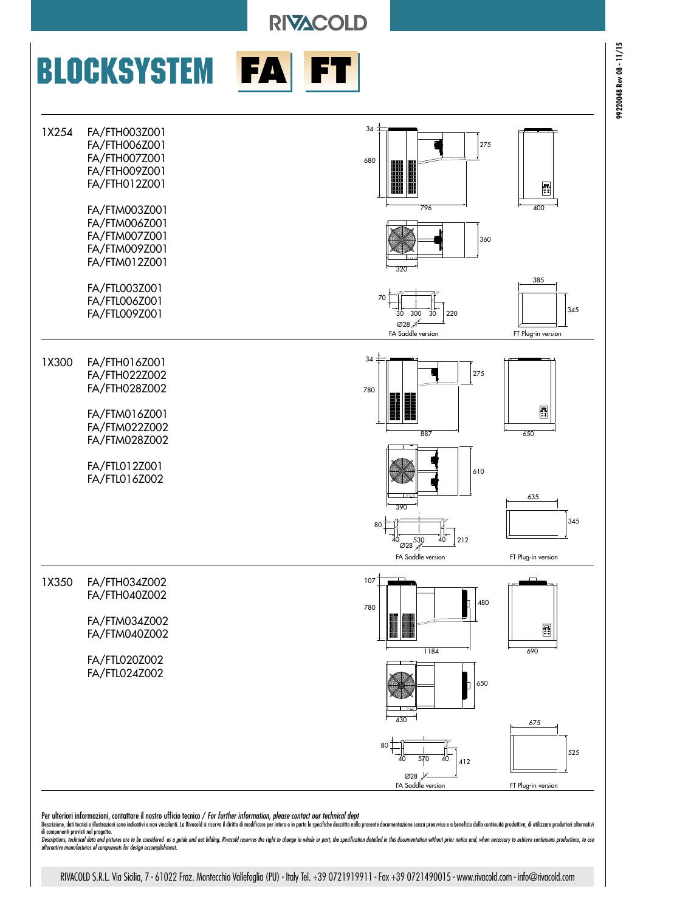# BLOCKSYSTEM FA FT

**1X254**

FA/FTH003Z001
FA/FTH006Z001
FA/FTH007Z001
FA/FTH009Z001
FA/FTH012Z001

FA/FTM003Z001
FA/FTM006Z001
FA/FTM007Z001
FA/FTM009Z001
FA/FTM012Z001

FA/FTL003Z001
FA/FTL006Z001
FA/FTL009Z001

34
680
275
796
400
360
320
385
70
30 300 30
220
345
Ø28
FA Saddle version
FT Plug-in version

**1X300**

FA/FTH016Z001
FA/FTH022Z002
FA/FTH028Z002

FA/FTM016Z001
FA/FTM022Z002
FA/FTM028Z002

FA/FTL012Z001
FA/FTL016Z002

34
780
275
887
650
610
390
635
80
40 530 40
212
345
Ø28
FA Saddle version
FT Plug-in version

**1X350**

FA/FTH034Z002
FA/FTH040Z002

FA/FTM034Z002
FA/FTM040Z002

FA/FTL020Z002
FA/FTL024Z002

107
780
480
1184
690
650
430
675
80
40 570 40
412
525
Ø28
FA Saddle version
FT Plug-in version

Per ulteriori informazioni, contattare il nostro ufficio tecnico / *For further information, please contact our technical dept*

Descrizione, dati tecnici e illustrazioni sono indicativi e non vincolanti. La Rivacold si riserva il diritto di modificare per intero o in parte le specifiche descritte nella presente documentazione senza preavviso e a beneficio della continuità produttiva, di utilizzare produttori alternativi di componenti previsti nel progetto.

*Descriptions, technical data and pictures are to be considered as a guide and not bilding. Rivacold reserves the right to change in whole or part, the specification detailed in this documentation without prior notice and, when necessary to achieve continuons productions, to use alternative manufactures of components for design accomplishment.*

RIVACOLD S.R.L. Via Sicilia, 7 - 61022 Fraz. Montecchio Vallefoglia (PU) - Italy Tel. +39 0721919911 - Fax +39 0721490015 - www.rivacold.com - info@rivacold.com

99220048 Rev 08 - 11/15